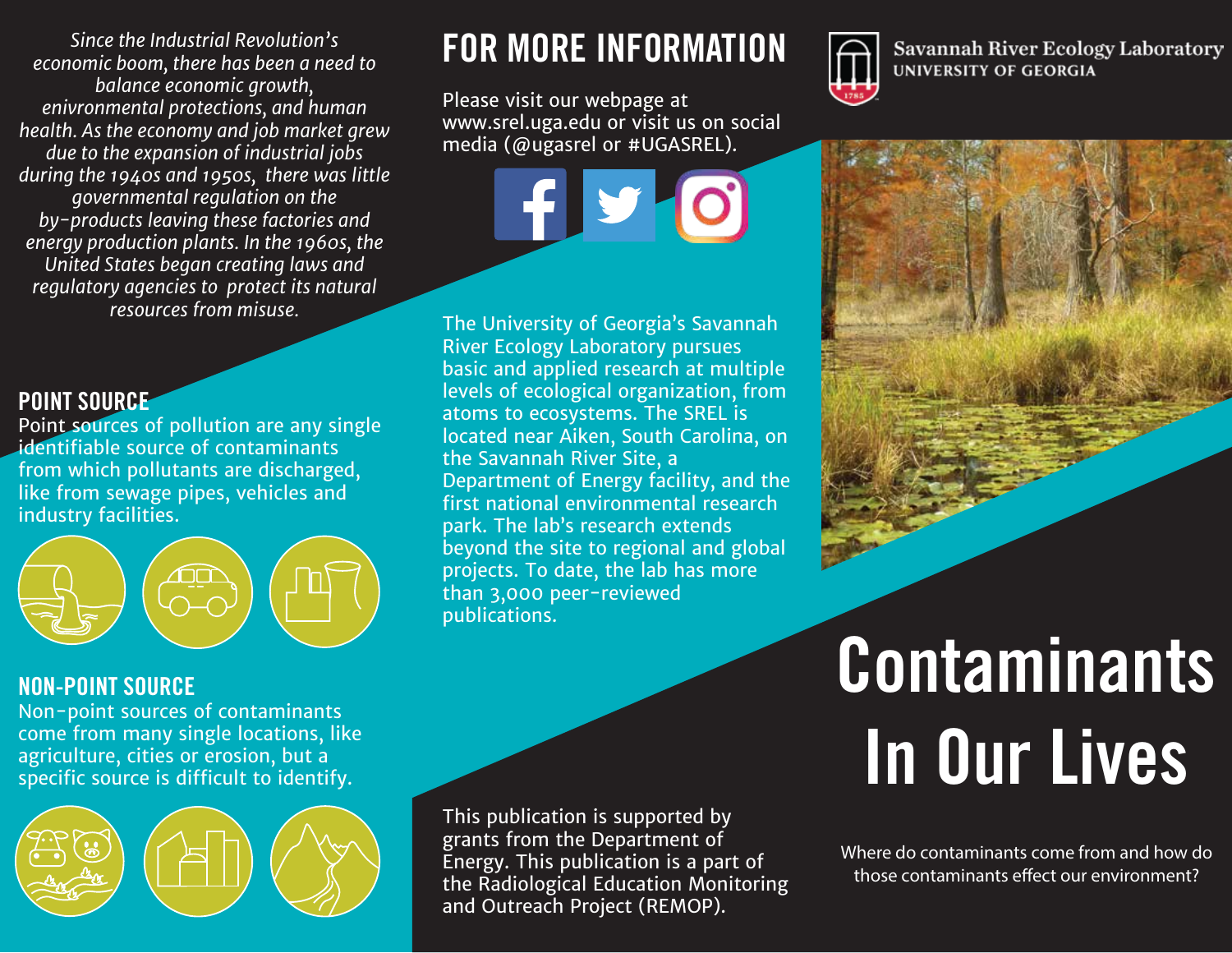*Since the Industrial Revolution's economic boom, there has been a need to balance economic growth, enivronmental protections, and human health. As the economy and job market grew due to the expansion of industrial jobs during the 1940s and 1950s, there was little governmental regulation on the by-products leaving these factories and energy production plants. In the 1960s, the United States began creating laws and regulatory agencies to protect its natural resources from misuse.*

## POINT SOURCE

Point sources of pollution are any single identifiable source of contaminants from which pollutants are discharged, like from sewage pipes, vehicles and industry facilities.

## NON-POINT SOURCE

Non-point sources of contaminants come from many single locations, like agriculture, cities or erosion, but a specific source is difficult to identify.

## FOR MORE INFORMATION

Please visit our webpage at www.srel.uga.edu or visit us on social media (@ugasrel or #UGASREL).

The University of Georgia's Savannah River Ecology Laboratory pursues basic and applied research at multiple levels of ecological organization, from atoms to ecosystems. The SREL is located near Aiken, South Carolina, on the Savannah River Site, a Department of Energy facility, and the first national environmental research park. The lab's research extends beyond the site to regional and global projects. To date, the lab has more than 3,000 peer-reviewed publications.

This publication is supported by grants from the Department of Energy. This publication is a part of the Radiological Education Monitoring and Outreach Project (REMOP).

Savannah River Ecology Laboratory
UNIVERSITY OF GEORGIA

# Contaminants In Our Lives

Where do contaminants come from and how do those contaminants effect our environment?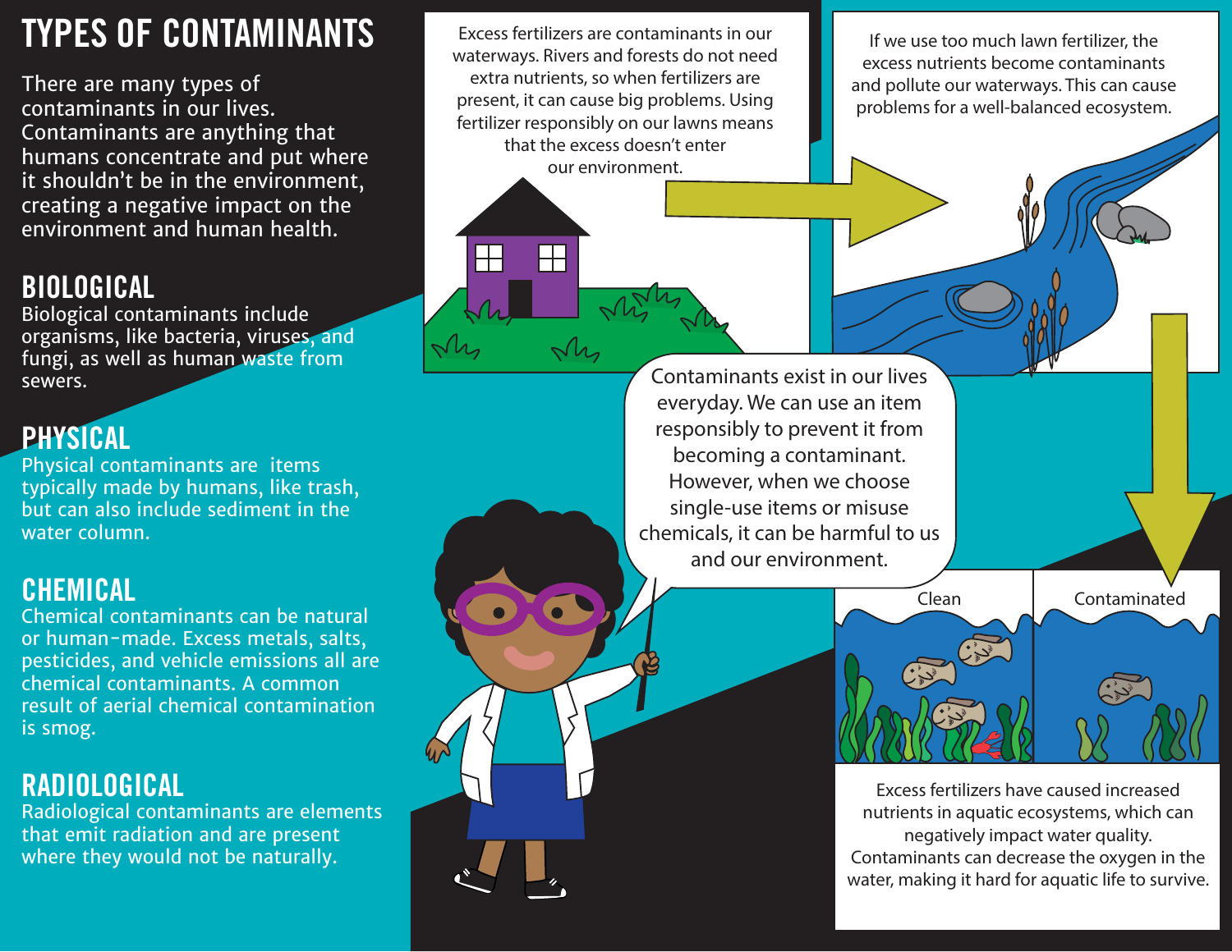# TYPES OF CONTAMINANTS

There are many types of contaminants in our lives. Contaminants are anything that humans concentrate and put where it shouldn't be in the environment, creating a negative impact on the environment and human health.

## BIOLOGICAL

Biological contaminants include organisms, like bacteria, viruses, and fungi, as well as human waste from sewers.

## PHYSICAL

Physical contaminants are items typically made by humans, like trash, but can also include sediment in the water column.

## CHEMICAL

Chemical contaminants can be natural or human-made. Excess metals, salts, pesticides, and vehicle emissions all are chemical contaminants. A common result of aerial chemical contamination is smog.

## RADIOLOGICAL

Radiological contaminants are elements that emit radiation and are present where they would not be naturally.

Excess fertilizers are contaminants in our waterways. Rivers and forests do not need extra nutrients, so when fertilizers are present, it can cause big problems. Using fertilizer responsibly on our lawns means that the excess doesn't enter our environment.

If we use too much lawn fertilizer, the excess nutrients become contaminants and pollute our waterways. This can cause problems for a well-balanced ecosystem.

Contaminants exist in our lives everyday. We can use an item responsibly to prevent it from becoming a contaminant. However, when we choose single-use items or misuse chemicals, it can be harmful to us and our environment.

Clean

Contaminated

Excess fertilizers have caused increased nutrients in aquatic ecosystems, which can negatively impact water quality. Contaminants can decrease the oxygen in the water, making it hard for aquatic life to survive.